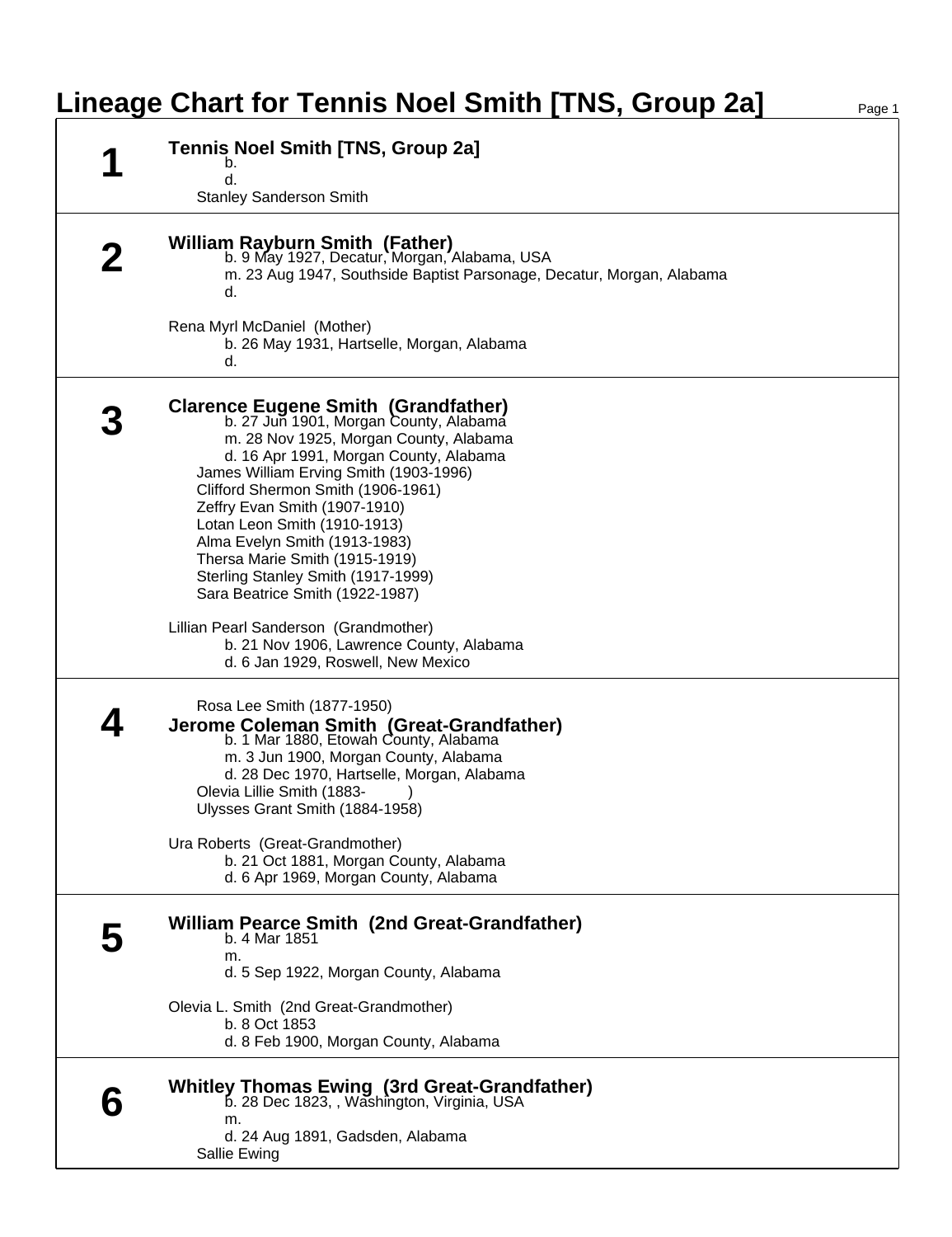# Lineage Chart for Tennis Noel Smith [TNS, Group 2a]

## 1

**Tennis Noel Smith [TNS, Group 2a]**
b.
d.
Stanley Sanderson Smith

## 2

**William Rayburn Smith (Father)**
b. 9 May 1927, Decatur, Morgan, Alabama, USA
m. 23 Aug 1947, Southside Baptist Parsonage, Decatur, Morgan, Alabama
d.

Rena Myrl McDaniel (Mother)
b. 26 May 1931, Hartselle, Morgan, Alabama
d.

## 3

**Clarence Eugene Smith (Grandfather)**
b. 27 Jun 1901, Morgan County, Alabama
m. 28 Nov 1925, Morgan County, Alabama
d. 16 Apr 1991, Morgan County, Alabama
James William Erving Smith (1903-1996)
Clifford Shermon Smith (1906-1961)
Zeffry Evan Smith (1907-1910)
Lotan Leon Smith (1910-1913)
Alma Evelyn Smith (1913-1983)
Thersa Marie Smith (1915-1919)
Sterling Stanley Smith (1917-1999)
Sara Beatrice Smith (1922-1987)

Lillian Pearl Sanderson (Grandmother)
b. 21 Nov 1906, Lawrence County, Alabama
d. 6 Jan 1929, Roswell, New Mexico

## 4

Rosa Lee Smith (1877-1950)
**Jerome Coleman Smith (Great-Grandfather)**
b. 1 Mar 1880, Etowah County, Alabama
m. 3 Jun 1900, Morgan County, Alabama
d. 28 Dec 1970, Hartselle, Morgan, Alabama
Olevia Lillie Smith (1883- )
Ulysses Grant Smith (1884-1958)

Ura Roberts (Great-Grandmother)
b. 21 Oct 1881, Morgan County, Alabama
d. 6 Apr 1969, Morgan County, Alabama

## 5

**William Pearce Smith (2nd Great-Grandfather)**
b. 4 Mar 1851
m.
d. 5 Sep 1922, Morgan County, Alabama

Olevia L. Smith (2nd Great-Grandmother)
b. 8 Oct 1853
d. 8 Feb 1900, Morgan County, Alabama

## 6

**Whitley Thomas Ewing (3rd Great-Grandfather)**
b. 28 Dec 1823, , Washington, Virginia, USA
m.
d. 24 Aug 1891, Gadsden, Alabama
Sallie Ewing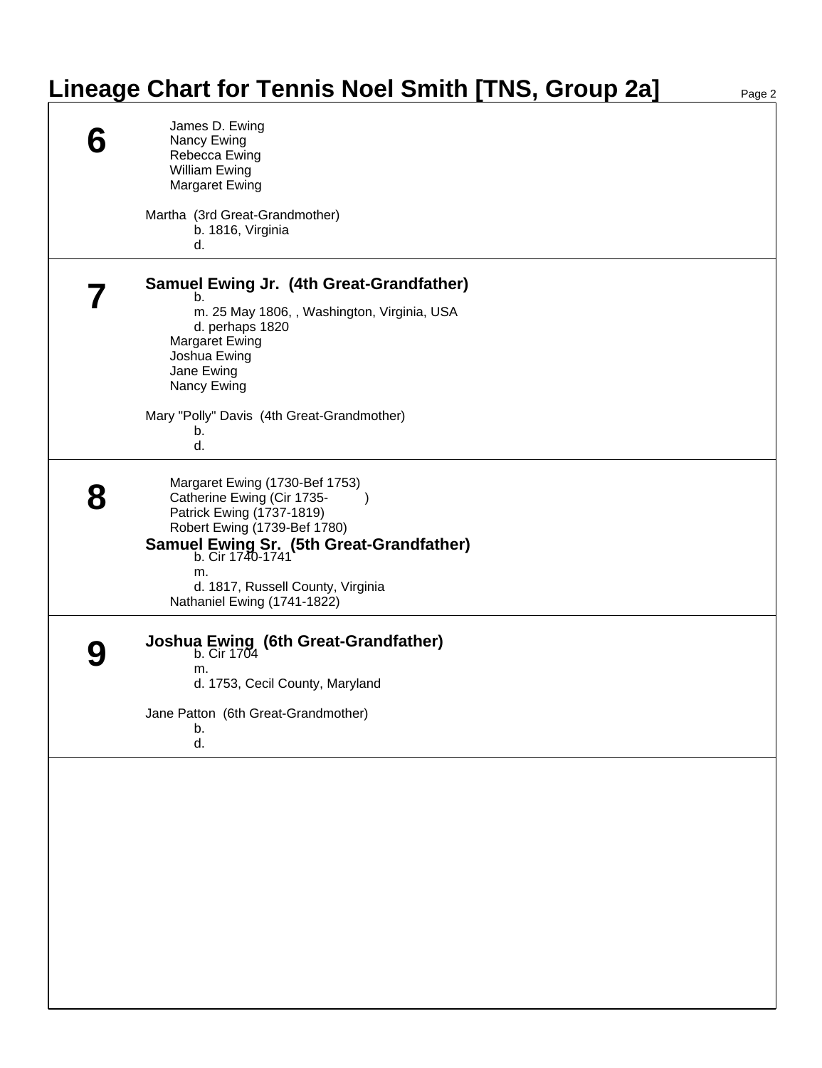# Lineage Chart for Tennis Noel Smith [TNS, Group 2a]

**6**

James D. Ewing
Nancy Ewing
Rebecca Ewing
William Ewing
Margaret Ewing

Martha (3rd Great-Grandmother)
b. 1816, Virginia
d.

**7**

**Samuel Ewing Jr. (4th Great-Grandfather)**
b.
m. 25 May 1806, , Washington, Virginia, USA
d. perhaps 1820

Margaret Ewing
Joshua Ewing
Jane Ewing
Nancy Ewing

Mary "Polly" Davis (4th Great-Grandmother)
b.
d.

**8**

Margaret Ewing (1730-Bef 1753)
Catherine Ewing (Cir 1735- )
Patrick Ewing (1737-1819)
Robert Ewing (1739-Bef 1780)

**Samuel Ewing Sr. (5th Great-Grandfather)**
b. Cir 1740-1741
m.
d. 1817, Russell County, Virginia

Nathaniel Ewing (1741-1822)

**9**

**Joshua Ewing (6th Great-Grandfather)**
b. Cir 1704
m.
d. 1753, Cecil County, Maryland

Jane Patton (6th Great-Grandmother)
b.
d.